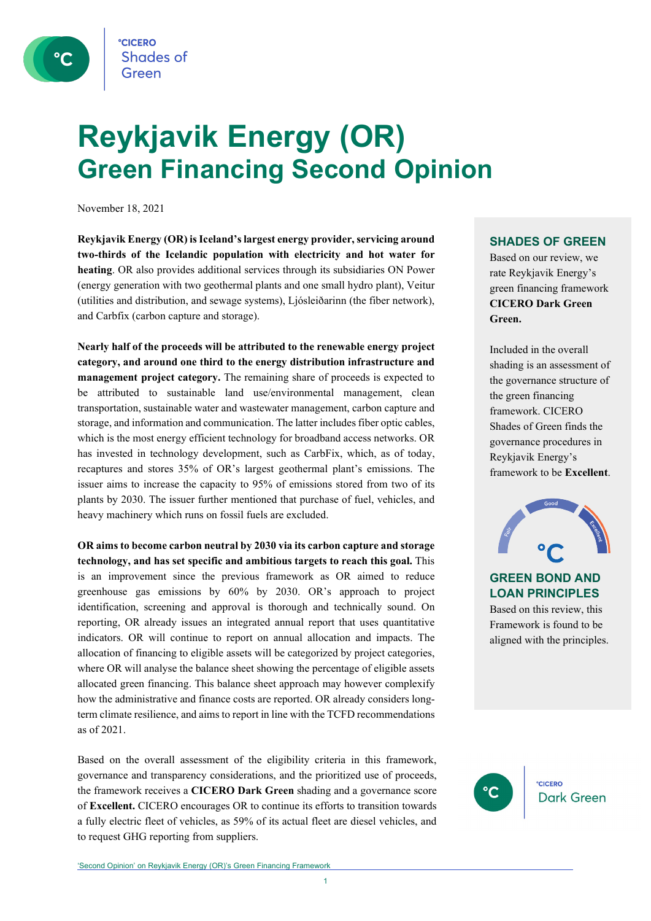# Reykjavik Energy (OR)
## Green Financing Second Opinion

November 18, 2021

**Reykjavik Energy (OR) is Iceland's largest energy provider, servicing around two-thirds of the Icelandic population with electricity and hot water for heating**. OR also provides additional services through its subsidiaries ON Power (energy generation with two geothermal plants and one small hydro plant), Veitur (utilities and distribution, and sewage systems), Ljósleiðarinn (the fiber network), and Carbfix (carbon capture and storage).

**Nearly half of the proceeds will be attributed to the renewable energy project category, and around one third to the energy distribution infrastructure and management project category.** The remaining share of proceeds is expected to be attributed to sustainable land use/environmental management, clean transportation, sustainable water and wastewater management, carbon capture and storage, and information and communication. The latter includes fiber optic cables, which is the most energy efficient technology for broadband access networks. OR has invested in technology development, such as CarbFix, which, as of today, recaptures and stores 35% of OR's largest geothermal plant's emissions. The issuer aims to increase the capacity to 95% of emissions stored from two of its plants by 2030. The issuer further mentioned that purchase of fuel, vehicles, and heavy machinery which runs on fossil fuels are excluded.

**OR aims to become carbon neutral by 2030 via its carbon capture and storage technology, and has set specific and ambitious targets to reach this goal.** This is an improvement since the previous framework as OR aimed to reduce greenhouse gas emissions by 60% by 2030. OR's approach to project identification, screening and approval is thorough and technically sound. On reporting, OR already issues an integrated annual report that uses quantitative indicators. OR will continue to report on annual allocation and impacts. The allocation of financing to eligible assets will be categorized by project categories, where OR will analyse the balance sheet showing the percentage of eligible assets allocated green financing. This balance sheet approach may however complexify how the administrative and finance costs are reported. OR already considers long-term climate resilience, and aims to report in line with the TCFD recommendations as of 2021.

Based on the overall assessment of the eligibility criteria in this framework, governance and transparency considerations, and the prioritized use of proceeds, the framework receives a **CICERO Dark Green** shading and a governance score of **Excellent.** CICERO encourages OR to continue its efforts to transition towards a fully electric fleet of vehicles, as 59% of its actual fleet are diesel vehicles, and to request GHG reporting from suppliers.

### SHADES OF GREEN

Based on our review, we rate Reykjavik Energy's green financing framework **CICERO Dark Green Green.**

Included in the overall shading is an assessment of the governance structure of the green financing framework. CICERO Shades of Green finds the governance procedures in Reykjavik Energy's framework to be **Excellent**.

### GREEN BOND AND LOAN PRINCIPLES

Based on this review, this Framework is found to be aligned with the principles.

CICERO Dark Green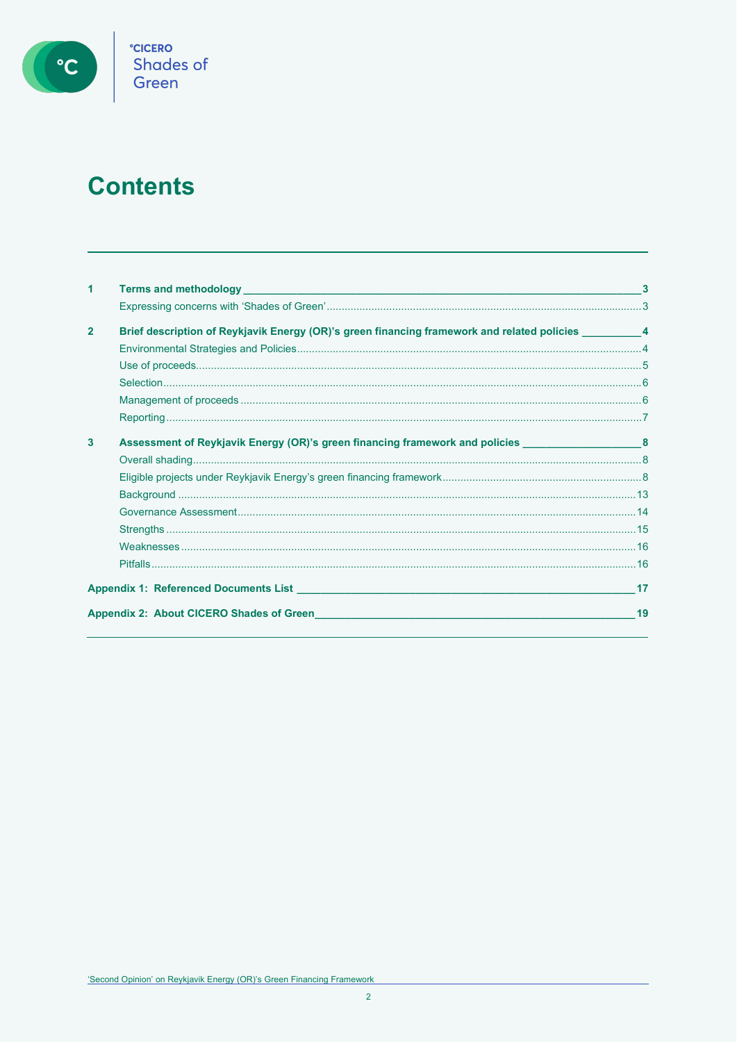# Contents

1 **Terms and methodology** 3
- Expressing concerns with 'Shades of Green' 3

2 **Brief description of Reykjavik Energy (OR)'s green financing framework and related policies** 4
- Environmental Strategies and Policies 4
- Use of proceeds 5
- Selection 6
- Management of proceeds 6
- Reporting 7

3 **Assessment of Reykjavik Energy (OR)'s green financing framework and policies** 8
- Overall shading 8
- Eligible projects under Reykjavik Energy's green financing framework 8
- Background 13
- Governance Assessment 14
- Strengths 15
- Weaknesses 16
- Pitfalls 16

**Appendix 1: Referenced Documents List** 17

**Appendix 2: About CICERO Shades of Green** 19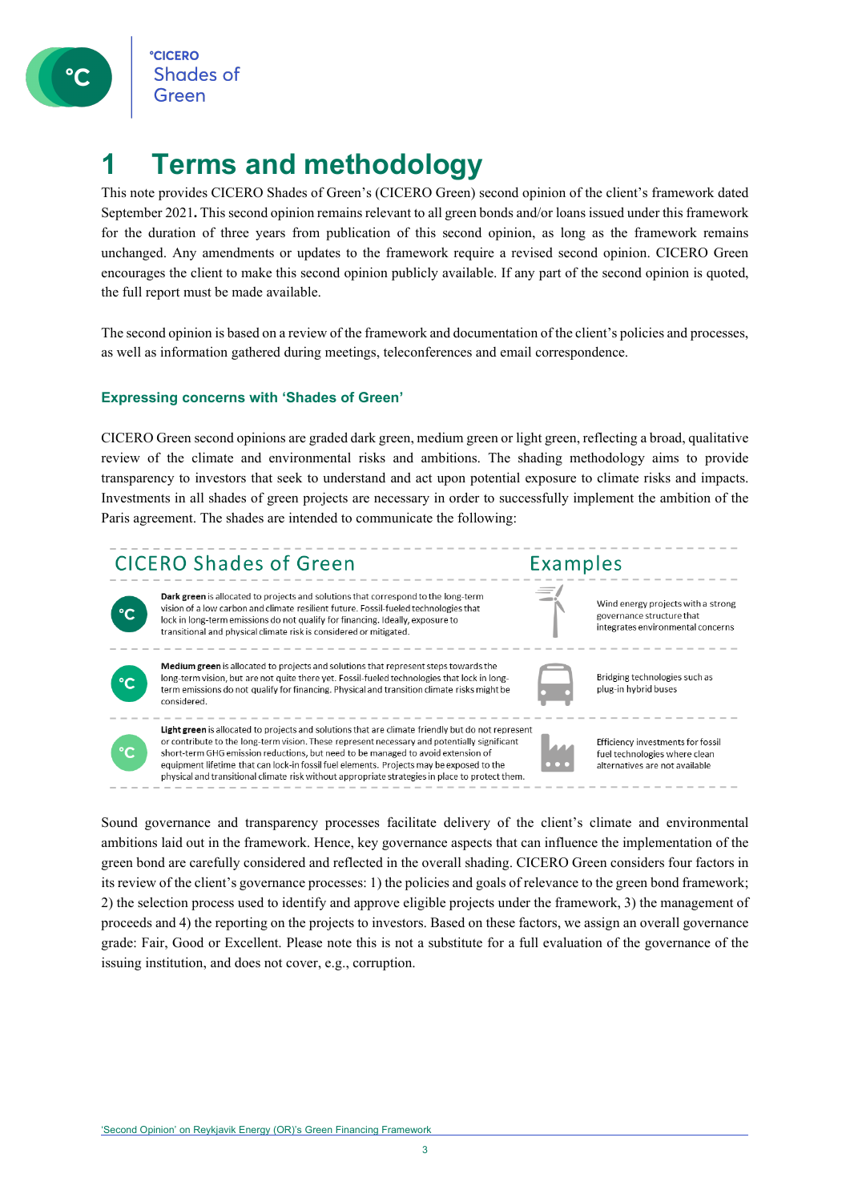# 1 Terms and methodology

This note provides CICERO Shades of Green's (CICERO Green) second opinion of the client's framework dated September 2021**.** This second opinion remains relevant to all green bonds and/or loans issued under this framework for the duration of three years from publication of this second opinion, as long as the framework remains unchanged. Any amendments or updates to the framework require a revised second opinion. CICERO Green encourages the client to make this second opinion publicly available. If any part of the second opinion is quoted, the full report must be made available.

The second opinion is based on a review of the framework and documentation of the client's policies and processes, as well as information gathered during meetings, teleconferences and email correspondence.

### Expressing concerns with 'Shades of Green'

CICERO Green second opinions are graded dark green, medium green or light green, reflecting a broad, qualitative review of the climate and environmental risks and ambitions. The shading methodology aims to provide transparency to investors that seek to understand and act upon potential exposure to climate risks and impacts. Investments in all shades of green projects are necessary in order to successfully implement the ambition of the Paris agreement. The shades are intended to communicate the following:

| CICERO Shades of Green | Examples |
|---|---|
| **Dark green** is allocated to projects and solutions that correspond to the long-term vision of a low carbon and climate resilient future. Fossil-fueled technologies that lock in long-term emissions do not qualify for financing. Ideally, exposure to transitional and physical climate risk is considered or mitigated. | Wind energy projects with a strong governance structure that integrates environmental concerns |
| **Medium green** is allocated to projects and solutions that represent steps towards the long-term vision, but are not quite there yet. Fossil-fueled technologies that lock in long-term emissions do not qualify for financing. Physical and transition climate risks might be considered. | Bridging technologies such as plug-in hybrid buses |
| **Light green** is allocated to projects and solutions that are climate friendly but do not represent or contribute to the long-term vision. These represent necessary and potentially significant short-term GHG emission reductions, but need to be managed to avoid extension of equipment lifetime that can lock-in fossil fuel elements. Projects may be exposed to the physical and transitional climate risk without appropriate strategies in place to protect them. | Efficiency investments for fossil fuel technologies where clean alternatives are not available |

Sound governance and transparency processes facilitate delivery of the client's climate and environmental ambitions laid out in the framework. Hence, key governance aspects that can influence the implementation of the green bond are carefully considered and reflected in the overall shading. CICERO Green considers four factors in its review of the client's governance processes: 1) the policies and goals of relevance to the green bond framework; 2) the selection process used to identify and approve eligible projects under the framework, 3) the management of proceeds and 4) the reporting on the projects to investors. Based on these factors, we assign an overall governance grade: Fair, Good or Excellent. Please note this is not a substitute for a full evaluation of the governance of the issuing institution, and does not cover, e.g., corruption.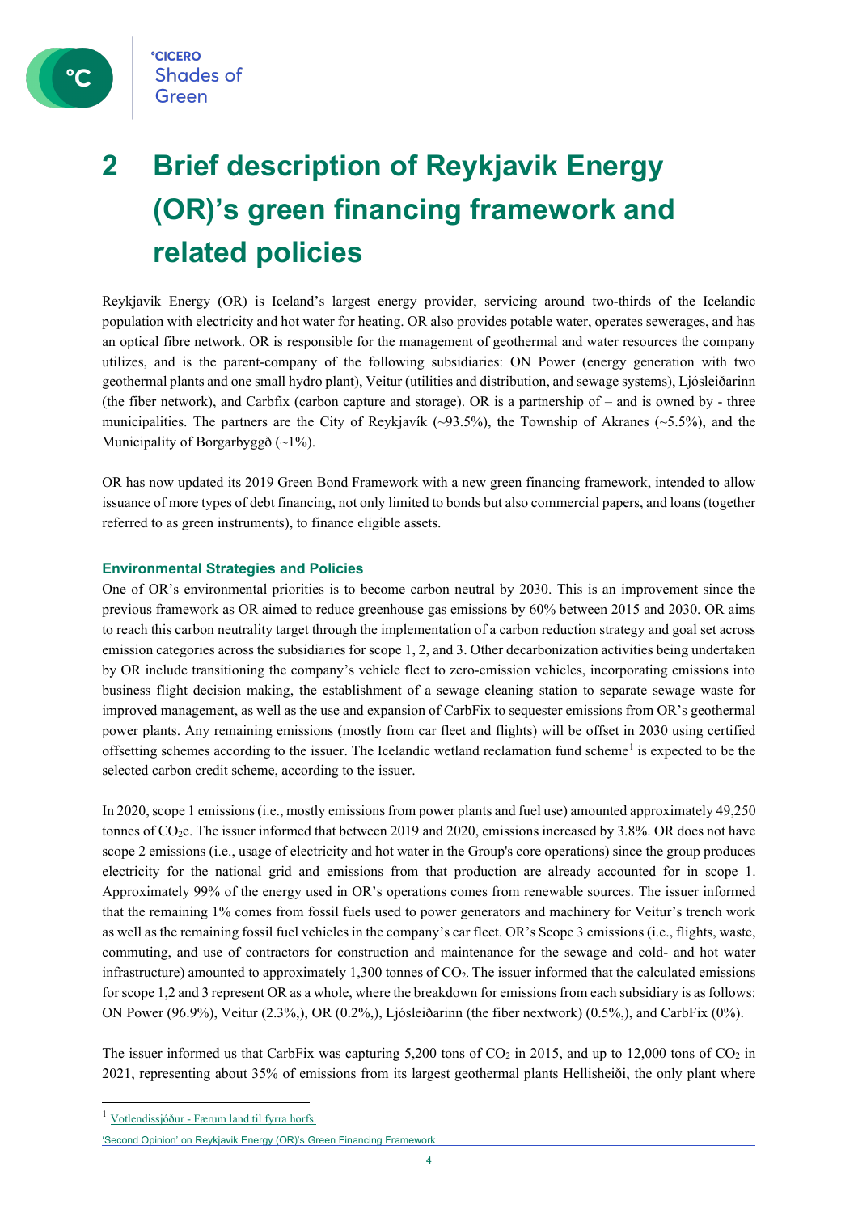# 2 Brief description of Reykjavik Energy (OR)'s green financing framework and related policies

Reykjavik Energy (OR) is Iceland's largest energy provider, servicing around two-thirds of the Icelandic population with electricity and hot water for heating. OR also provides potable water, operates sewerages, and has an optical fibre network. OR is responsible for the management of geothermal and water resources the company utilizes, and is the parent-company of the following subsidiaries: ON Power (energy generation with two geothermal plants and one small hydro plant), Veitur (utilities and distribution, and sewage systems), Ljósleiðarinn (the fiber network), and Carbfix (carbon capture and storage). OR is a partnership of – and is owned by - three municipalities. The partners are the City of Reykjavík (~93.5%), the Township of Akranes (~5.5%), and the Municipality of Borgarbyggð (~1%).

OR has now updated its 2019 Green Bond Framework with a new green financing framework, intended to allow issuance of more types of debt financing, not only limited to bonds but also commercial papers, and loans (together referred to as green instruments), to finance eligible assets.

### Environmental Strategies and Policies

One of OR's environmental priorities is to become carbon neutral by 2030. This is an improvement since the previous framework as OR aimed to reduce greenhouse gas emissions by 60% between 2015 and 2030. OR aims to reach this carbon neutrality target through the implementation of a carbon reduction strategy and goal set across emission categories across the subsidiaries for scope 1, 2, and 3. Other decarbonization activities being undertaken by OR include transitioning the company's vehicle fleet to zero-emission vehicles, incorporating emissions into business flight decision making, the establishment of a sewage cleaning station to separate sewage waste for improved management, as well as the use and expansion of CarbFix to sequester emissions from OR's geothermal power plants. Any remaining emissions (mostly from car fleet and flights) will be offset in 2030 using certified offsetting schemes according to the issuer. The Icelandic wetland reclamation fund scheme[1] is expected to be the selected carbon credit scheme, according to the issuer.

In 2020, scope 1 emissions (i.e., mostly emissions from power plants and fuel use) amounted approximately 49,250 tonnes of $CO_2e$. The issuer informed that between 2019 and 2020, emissions increased by 3.8%. OR does not have scope 2 emissions (i.e., usage of electricity and hot water in the Group's core operations) since the group produces electricity for the national grid and emissions from that production are already accounted for in scope 1. Approximately 99% of the energy used in OR's operations comes from renewable sources. The issuer informed that the remaining 1% comes from fossil fuels used to power generators and machinery for Veitur's trench work as well as the remaining fossil fuel vehicles in the company's car fleet. OR's Scope 3 emissions (i.e., flights, waste, commuting, and use of contractors for construction and maintenance for the sewage and cold- and hot water infrastructure) amounted to approximately 1,300 tonnes of $CO_2$. The issuer informed that the calculated emissions for scope 1,2 and 3 represent OR as a whole, where the breakdown for emissions from each subsidiary is as follows: ON Power (96.9%), Veitur (2.3%,), OR (0.2%,), Ljósleiðarinn (the fiber nextwork) (0.5%,), and CarbFix (0%).

The issuer informed us that CarbFix was capturing 5,200 tons of $CO_2$ in 2015, and up to 12,000 tons of $CO_2$ in 2021, representing about 35% of emissions from its largest geothermal plants Hellisheiði, the only plant where

[1] Votlendissjóður - Færum land til fyrra horfs.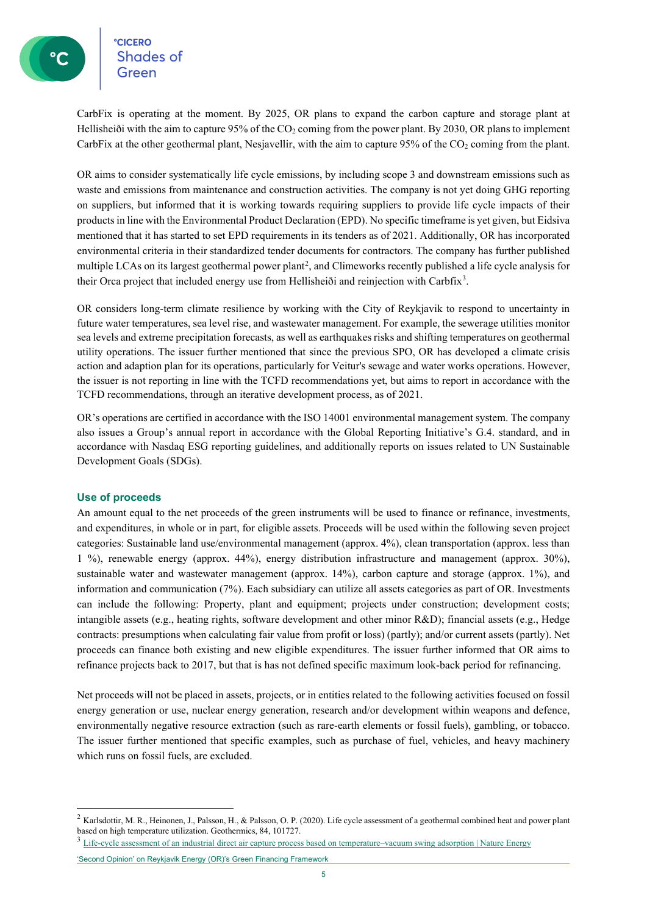CarbFix is operating at the moment. By 2025, OR plans to expand the carbon capture and storage plant at Hellisheiði with the aim to capture 95% of the $CO_2$ coming from the power plant. By 2030, OR plans to implement CarbFix at the other geothermal plant, Nesjavellir, with the aim to capture 95% of the $CO_2$ coming from the plant.

OR aims to consider systematically life cycle emissions, by including scope 3 and downstream emissions such as waste and emissions from maintenance and construction activities. The company is not yet doing GHG reporting on suppliers, but informed that it is working towards requiring suppliers to provide life cycle impacts of their products in line with the Environmental Product Declaration (EPD). No specific timeframe is yet given, but Eidsiva mentioned that it has started to set EPD requirements in its tenders as of 2021. Additionally, OR has incorporated environmental criteria in their standardized tender documents for contractors. The company has further published multiple LCAs on its largest geothermal power plant[2], and Climeworks recently published a life cycle analysis for their Orca project that included energy use from Hellisheiði and reinjection with Carbfix[3].

OR considers long-term climate resilience by working with the City of Reykjavik to respond to uncertainty in future water temperatures, sea level rise, and wastewater management. For example, the sewerage utilities monitor sea levels and extreme precipitation forecasts, as well as earthquakes risks and shifting temperatures on geothermal utility operations. The issuer further mentioned that since the previous SPO, OR has developed a climate crisis action and adaption plan for its operations, particularly for Veitur's sewage and water works operations. However, the issuer is not reporting in line with the TCFD recommendations yet, but aims to report in accordance with the TCFD recommendations, through an iterative development process, as of 2021.

OR's operations are certified in accordance with the ISO 14001 environmental management system. The company also issues a Group's annual report in accordance with the Global Reporting Initiative's G.4. standard, and in accordance with Nasdaq ESG reporting guidelines, and additionally reports on issues related to UN Sustainable Development Goals (SDGs).

### Use of proceeds

An amount equal to the net proceeds of the green instruments will be used to finance or refinance, investments, and expenditures, in whole or in part, for eligible assets. Proceeds will be used within the following seven project categories: Sustainable land use/environmental management (approx. 4%), clean transportation (approx. less than 1 %), renewable energy (approx. 44%), energy distribution infrastructure and management (approx. 30%), sustainable water and wastewater management (approx. 14%), carbon capture and storage (approx. 1%), and information and communication (7%). Each subsidiary can utilize all assets categories as part of OR. Investments can include the following: Property, plant and equipment; projects under construction; development costs; intangible assets (e.g., heating rights, software development and other minor R&D); financial assets (e.g., Hedge contracts: presumptions when calculating fair value from profit or loss) (partly); and/or current assets (partly). Net proceeds can finance both existing and new eligible expenditures. The issuer further informed that OR aims to refinance projects back to 2017, but that is has not defined specific maximum look-back period for refinancing.

Net proceeds will not be placed in assets, projects, or in entities related to the following activities focused on fossil energy generation or use, nuclear energy generation, research and/or development within weapons and defence, environmentally negative resource extraction (such as rare-earth elements or fossil fuels), gambling, or tobacco. The issuer further mentioned that specific examples, such as purchase of fuel, vehicles, and heavy machinery which runs on fossil fuels, are excluded.

---

[2] Karlsdottir, M. R., Heinonen, J., Palsson, H., & Palsson, O. P. (2020). Life cycle assessment of a geothermal combined heat and power plant based on high temperature utilization. Geothermics, 84, 101727.

[3] Life-cycle assessment of an industrial direct air capture process based on temperature–vacuum swing adsorption | Nature Energy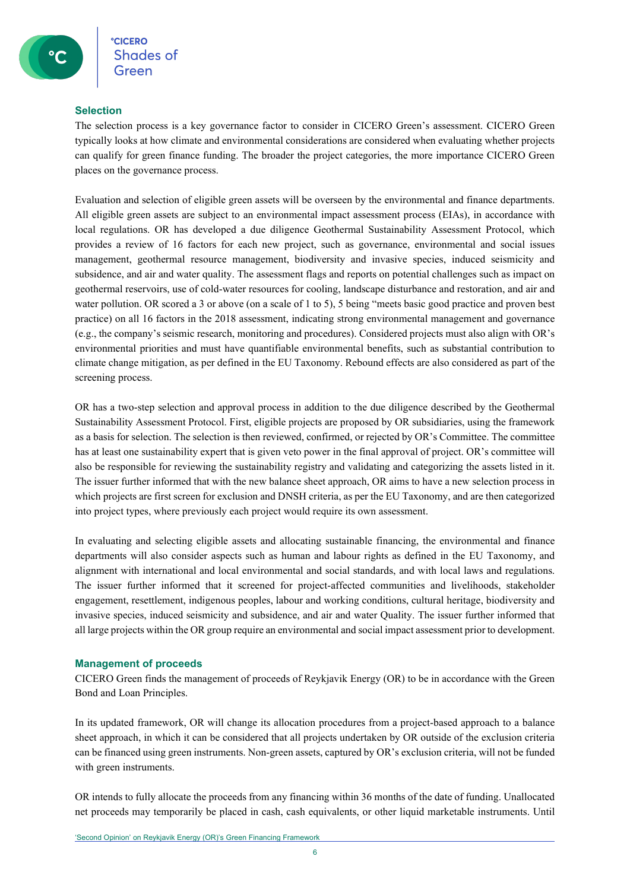## Selection

The selection process is a key governance factor to consider in CICERO Green's assessment. CICERO Green typically looks at how climate and environmental considerations are considered when evaluating whether projects can qualify for green finance funding. The broader the project categories, the more importance CICERO Green places on the governance process.

Evaluation and selection of eligible green assets will be overseen by the environmental and finance departments. All eligible green assets are subject to an environmental impact assessment process (EIAs), in accordance with local regulations. OR has developed a due diligence Geothermal Sustainability Assessment Protocol, which provides a review of 16 factors for each new project, such as governance, environmental and social issues management, geothermal resource management, biodiversity and invasive species, induced seismicity and subsidence, and air and water quality. The assessment flags and reports on potential challenges such as impact on geothermal reservoirs, use of cold-water resources for cooling, landscape disturbance and restoration, and air and water pollution. OR scored a 3 or above (on a scale of 1 to 5), 5 being "meets basic good practice and proven best practice) on all 16 factors in the 2018 assessment, indicating strong environmental management and governance (e.g., the company's seismic research, monitoring and procedures). Considered projects must also align with OR's environmental priorities and must have quantifiable environmental benefits, such as substantial contribution to climate change mitigation, as per defined in the EU Taxonomy. Rebound effects are also considered as part of the screening process.

OR has a two-step selection and approval process in addition to the due diligence described by the Geothermal Sustainability Assessment Protocol. First, eligible projects are proposed by OR subsidiaries, using the framework as a basis for selection. The selection is then reviewed, confirmed, or rejected by OR's Committee. The committee has at least one sustainability expert that is given veto power in the final approval of project. OR's committee will also be responsible for reviewing the sustainability registry and validating and categorizing the assets listed in it. The issuer further informed that with the new balance sheet approach, OR aims to have a new selection process in which projects are first screen for exclusion and DNSH criteria, as per the EU Taxonomy, and are then categorized into project types, where previously each project would require its own assessment.

In evaluating and selecting eligible assets and allocating sustainable financing, the environmental and finance departments will also consider aspects such as human and labour rights as defined in the EU Taxonomy, and alignment with international and local environmental and social standards, and with local laws and regulations. The issuer further informed that it screened for project-affected communities and livelihoods, stakeholder engagement, resettlement, indigenous peoples, labour and working conditions, cultural heritage, biodiversity and invasive species, induced seismicity and subsidence, and air and water Quality. The issuer further informed that all large projects within the OR group require an environmental and social impact assessment prior to development.

## Management of proceeds

CICERO Green finds the management of proceeds of Reykjavik Energy (OR) to be in accordance with the Green Bond and Loan Principles.

In its updated framework, OR will change its allocation procedures from a project-based approach to a balance sheet approach, in which it can be considered that all projects undertaken by OR outside of the exclusion criteria can be financed using green instruments. Non-green assets, captured by OR's exclusion criteria, will not be funded with green instruments.

OR intends to fully allocate the proceeds from any financing within 36 months of the date of funding. Unallocated net proceeds may temporarily be placed in cash, cash equivalents, or other liquid marketable instruments. Until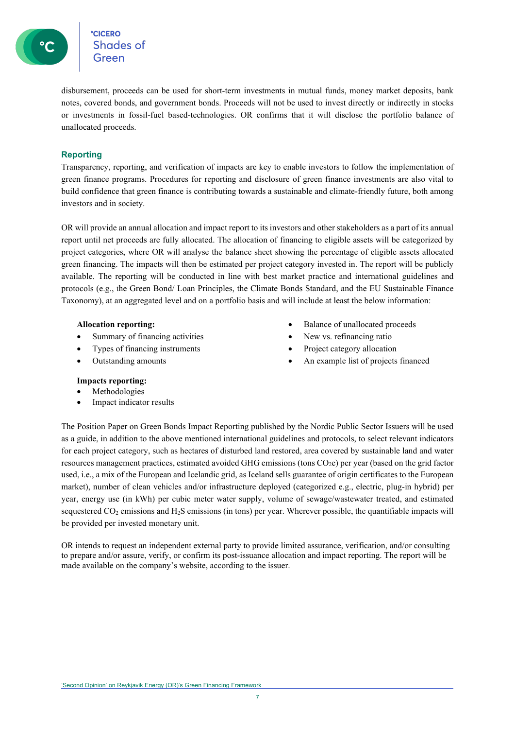disbursement, proceeds can be used for short-term investments in mutual funds, money market deposits, bank notes, covered bonds, and government bonds. Proceeds will not be used to invest directly or indirectly in stocks or investments in fossil-fuel based-technologies. OR confirms that it will disclose the portfolio balance of unallocated proceeds.

## Reporting

Transparency, reporting, and verification of impacts are key to enable investors to follow the implementation of green finance programs. Procedures for reporting and disclosure of green finance investments are also vital to build confidence that green finance is contributing towards a sustainable and climate-friendly future, both among investors and in society.

OR will provide an annual allocation and impact report to its investors and other stakeholders as a part of its annual report until net proceeds are fully allocated. The allocation of financing to eligible assets will be categorized by project categories, where OR will analyse the balance sheet showing the percentage of eligible assets allocated green financing. The impacts will then be estimated per project category invested in. The report will be publicly available. The reporting will be conducted in line with best market practice and international guidelines and protocols (e.g., the Green Bond/ Loan Principles, the Climate Bonds Standard, and the EU Sustainable Finance Taxonomy), at an aggregated level and on a portfolio basis and will include at least the below information:

**Allocation reporting:**

- Summary of financing activities
- Types of financing instruments
- Outstanding amounts
- Balance of unallocated proceeds
- New vs. refinancing ratio
- Project category allocation
- An example list of projects financed

**Impacts reporting:**

- Methodologies
- Impact indicator results

The Position Paper on Green Bonds Impact Reporting published by the Nordic Public Sector Issuers will be used as a guide, in addition to the above mentioned international guidelines and protocols, to select relevant indicators for each project category, such as hectares of disturbed land restored, area covered by sustainable land and water resources management practices, estimated avoided GHG emissions (tons $CO_2e$) per year (based on the grid factor used, i.e., a mix of the European and Icelandic grid, as Iceland sells guarantee of origin certificates to the European market), number of clean vehicles and/or infrastructure deployed (categorized e.g., electric, plug-in hybrid) per year, energy use (in kWh) per cubic meter water supply, volume of sewage/wastewater treated, and estimated sequestered $CO_2$ emissions and $H_2S$ emissions (in tons) per year. Wherever possible, the quantifiable impacts will be provided per invested monetary unit.

OR intends to request an independent external party to provide limited assurance, verification, and/or consulting to prepare and/or assure, verify, or confirm its post-issuance allocation and impact reporting. The report will be made available on the company's website, according to the issuer.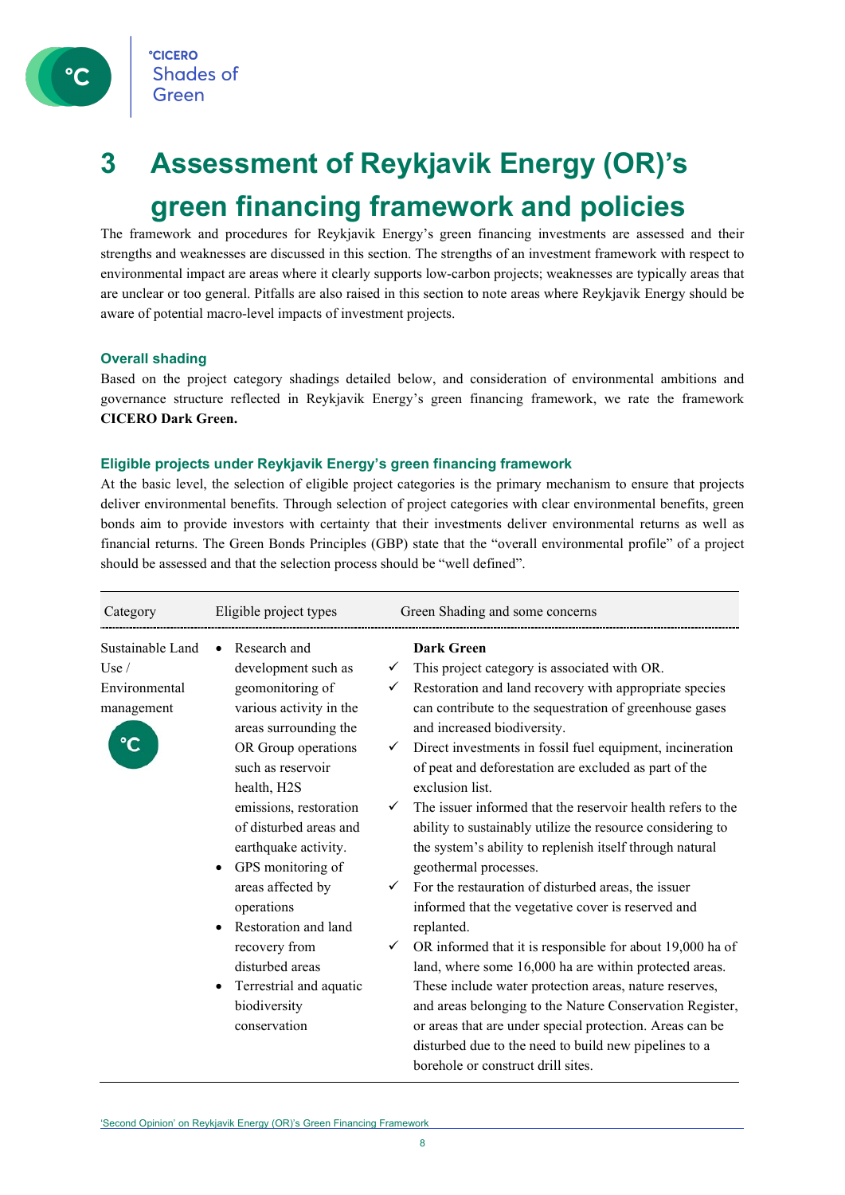# 3 Assessment of Reykjavik Energy (OR)'s green financing framework and policies

The framework and procedures for Reykjavik Energy's green financing investments are assessed and their strengths and weaknesses are discussed in this section. The strengths of an investment framework with respect to environmental impact are areas where it clearly supports low-carbon projects; weaknesses are typically areas that are unclear or too general. Pitfalls are also raised in this section to note areas where Reykjavik Energy should be aware of potential macro-level impacts of investment projects.

### Overall shading

Based on the project category shadings detailed below, and consideration of environmental ambitions and governance structure reflected in Reykjavik Energy's green financing framework, we rate the framework **CICERO Dark Green.**

### Eligible projects under Reykjavik Energy's green financing framework

At the basic level, the selection of eligible project categories is the primary mechanism to ensure that projects deliver environmental benefits. Through selection of project categories with clear environmental benefits, green bonds aim to provide investors with certainty that their investments deliver environmental returns as well as financial returns. The Green Bonds Principles (GBP) state that the "overall environmental profile" of a project should be assessed and that the selection process should be "well defined".

| Category | Eligible project types | Green Shading and some concerns |
|---|---|---|
| Sustainable Land Use / Environmental management | • Research and development such as geomonitoring of various activity in the areas surrounding the OR Group operations such as reservoir health, H2S emissions, restoration of disturbed areas and earthquake activity.<br>• GPS monitoring of areas affected by operations<br>• Restoration and land recovery from disturbed areas<br>• Terrestrial and aquatic biodiversity conservation | **Dark Green**<br>✓ This project category is associated with OR.<br>✓ Restoration and land recovery with appropriate species can contribute to the sequestration of greenhouse gases and increased biodiversity.<br>✓ Direct investments in fossil fuel equipment, incineration of peat and deforestation are excluded as part of the exclusion list.<br>✓ The issuer informed that the reservoir health refers to the ability to sustainably utilize the resource considering to the system's ability to replenish itself through natural geothermal processes.<br>✓ For the restauration of disturbed areas, the issuer informed that the vegetative cover is reserved and replanted.<br>✓ OR informed that it is responsible for about 19,000 ha of land, where some 16,000 ha are within protected areas. These include water protection areas, nature reserves, and areas belonging to the Nature Conservation Register, or areas that are under special protection. Areas can be disturbed due to the need to build new pipelines to a borehole or construct drill sites. |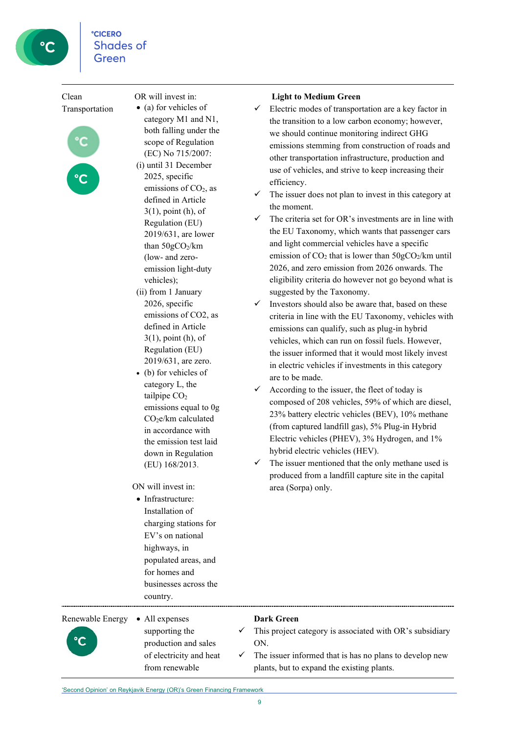| Category | Eligible project types | Green Shading and some concerns |
|---|---|---|
| Clean Transportation | OR will invest in:<br>• (a) for vehicles of category M1 and N1, both falling under the scope of Regulation (EC) No 715/2007:<br>(i) until 31 December 2025, specific emissions of $CO_2$, as defined in Article 3(1), point (h), of Regulation (EU) 2019/631, are lower than 50g$CO_2$/km (low- and zero-emission light-duty vehicles);<br>(ii) from 1 January 2026, specific emissions of CO2, as defined in Article 3(1), point (h), of Regulation (EU) 2019/631, are zero.<br>• (b) for vehicles of category L, the tailpipe $CO_2$ emissions equal to 0g $CO_2$e/km calculated in accordance with the emission test laid down in Regulation (EU) 168/2013.<br><br>ON will invest in:<br>• Infrastructure: Installation of charging stations for EV's on national highways, in populated areas, and for homes and businesses across the country. | **Light to Medium Green**<br>✓ Electric modes of transportation are a key factor in the transition to a low carbon economy; however, we should continue monitoring indirect GHG emissions stemming from construction of roads and other transportation infrastructure, production and use of vehicles, and strive to keep increasing their efficiency.<br>✓ The issuer does not plan to invest in this category at the moment.<br>✓ The criteria set for OR's investments are in line with the EU Taxonomy, which wants that passenger cars and light commercial vehicles have a specific emission of $CO_2$ that is lower than 50g$CO_2$/km until 2026, and zero emission from 2026 onwards. The eligibility criteria do however not go beyond what is suggested by the Taxonomy.<br>✓ Investors should also be aware that, based on these criteria in line with the EU Taxonomy, vehicles with emissions can qualify, such as plug-in hybrid vehicles, which can run on fossil fuels. However, the issuer informed that it would most likely invest in electric vehicles if investments in this category are to be made.<br>✓ According to the issuer, the fleet of today is composed of 208 vehicles, 59% of which are diesel, 23% battery electric vehicles (BEV), 10% methane (from captured landfill gas), 5% Plug-in Hybrid Electric vehicles (PHEV), 3% Hydrogen, and 1% hybrid electric vehicles (HEV).<br>✓ The issuer mentioned that the only methane used is produced from a landfill capture site in the capital area (Sorpa) only. |
| Renewable Energy | • All expenses supporting the production and sales of electricity and heat from renewable | **Dark Green**<br>✓ This project category is associated with OR's subsidiary ON.<br>✓ The issuer informed that is has no plans to develop new plants, but to expand the existing plants. |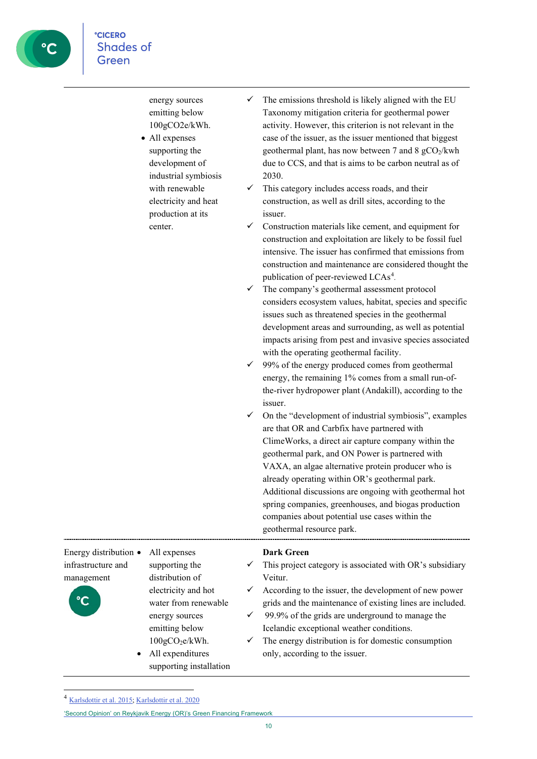| | | |
|---|---|---|
| | energy sources emitting below 100gCO2e/kWh.<br>• All expenses supporting the development of industrial symbiosis with renewable electricity and heat production at its center. | ✓ The emissions threshold is likely aligned with the EU Taxonomy mitigation criteria for geothermal power activity. However, this criterion is not relevant in the case of the issuer, as the issuer mentioned that biggest geothermal plant, has now between 7 and 8 $gCO_2$/kwh due to CCS, and that is aims to be carbon neutral as of 2030.<br>✓ This category includes access roads, and their construction, as well as drill sites, according to the issuer.<br>✓ Construction materials like cement, and equipment for construction and exploitation are likely to be fossil fuel intensive. The issuer has confirmed that emissions from construction and maintenance are considered thought the publication of peer-reviewed LCAs[4].<br>✓ The company's geothermal assessment protocol considers ecosystem values, habitat, species and specific issues such as threatened species in the geothermal development areas and surrounding, as well as potential impacts arising from pest and invasive species associated with the operating geothermal facility.<br>✓ 99% of the energy produced comes from geothermal energy, the remaining 1% comes from a small run-of-the-river hydropower plant (Andakill), according to the issuer.<br>✓ On the "development of industrial symbiosis", examples are that OR and Carbfix have partnered with ClimeWorks, a direct air capture company within the geothermal park, and ON Power is partnered with VAXA, an algae alternative protein producer who is already operating within OR's geothermal park. Additional discussions are ongoing with geothermal hot spring companies, greenhouses, and biogas production companies about potential use cases within the geothermal resource park. |
| Energy distribution infrastructure and management | • All expenses supporting the distribution of electricity and hot water from renewable energy sources emitting below 100g$CO_2$e/kWh.<br>• All expenditures supporting installation | **Dark Green**<br>✓ This project category is associated with OR's subsidiary Veitur.<br>✓ According to the issuer, the development of new power grids and the maintenance of existing lines are included.<br>✓ 99.9% of the grids are underground to manage the Icelandic exceptional weather conditions.<br>✓ The energy distribution is for domestic consumption only, according to the issuer. |

[4] Karlsdottir et al. 2015; Karlsdottir et al. 2020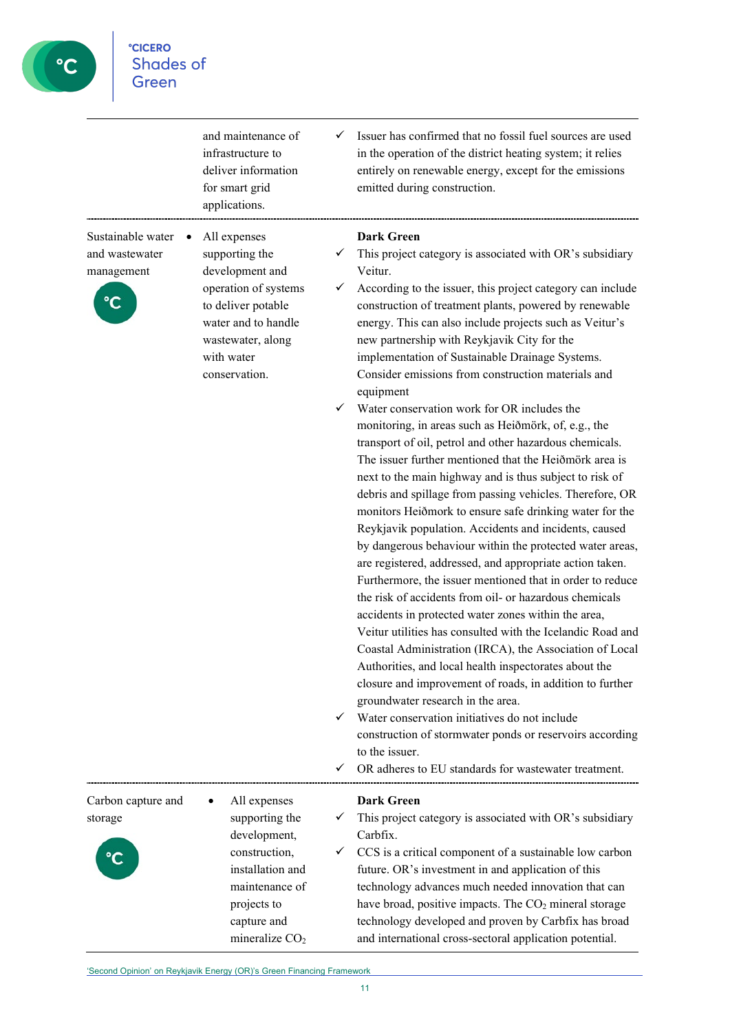| | | |
|---|---|---|
| | and maintenance of infrastructure to deliver information for smart grid applications. | ✓ Issuer has confirmed that no fossil fuel sources are used in the operation of the district heating system; it relies entirely on renewable energy, except for the emissions emitted during construction. |
| Sustainable water and wastewater management | • All expenses supporting the development and operation of systems to deliver potable water and to handle wastewater, along with water conservation. | **Dark Green**<br>✓ This project category is associated with OR's subsidiary Veitur.<br>✓ According to the issuer, this project category can include construction of treatment plants, powered by renewable energy. This can also include projects such as Veitur's new partnership with Reykjavik City for the implementation of Sustainable Drainage Systems. Consider emissions from construction materials and equipment<br>✓ Water conservation work for OR includes the monitoring, in areas such as Heiðmörk, of, e.g., the transport of oil, petrol and other hazardous chemicals. The issuer further mentioned that the Heiðmörk area is next to the main highway and is thus subject to risk of debris and spillage from passing vehicles. Therefore, OR monitors Heiðmork to ensure safe drinking water for the Reykjavik population. Accidents and incidents, caused by dangerous behaviour within the protected water areas, are registered, addressed, and appropriate action taken. Furthermore, the issuer mentioned that in order to reduce the risk of accidents from oil- or hazardous chemicals accidents in protected water zones within the area, Veitur utilities has consulted with the Icelandic Road and Coastal Administration (IRCA), the Association of Local Authorities, and local health inspectorates about the closure and improvement of roads, in addition to further groundwater research in the area.<br>✓ Water conservation initiatives do not include construction of stormwater ponds or reservoirs according to the issuer.<br>✓ OR adheres to EU standards for wastewater treatment. |
| Carbon capture and storage | • All expenses supporting the development, construction, installation and maintenance of projects to capture and mineralize $CO_2$ | **Dark Green**<br>✓ This project category is associated with OR's subsidiary Carbfix.<br>✓ CCS is a critical component of a sustainable low carbon future. OR's investment in and application of this technology advances much needed innovation that can have broad, positive impacts. The $CO_2$ mineral storage technology developed and proven by Carbfix has broad and international cross-sectoral application potential. |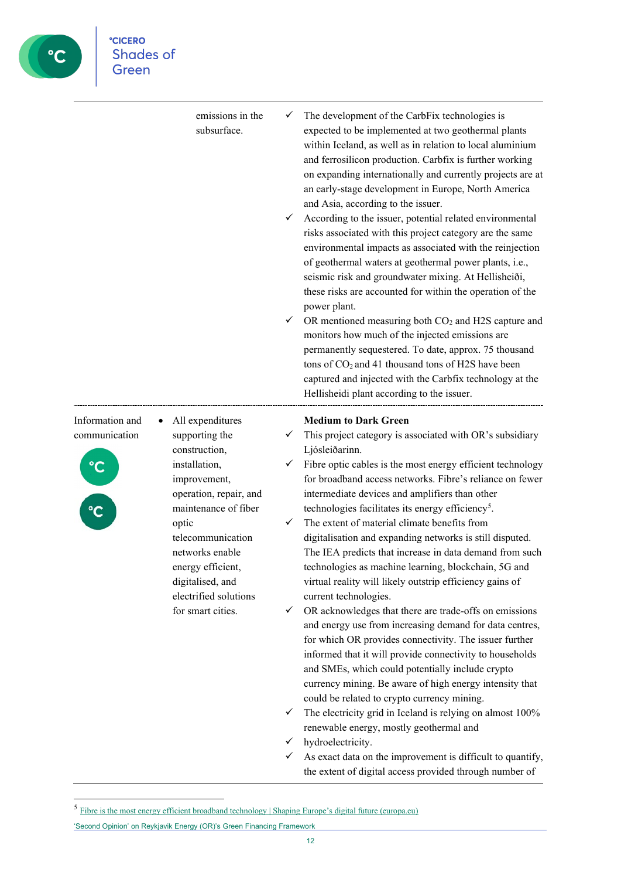| | | |
|---|---|---|
| | emissions in the subsurface. | ✓ The development of the CarbFix technologies is expected to be implemented at two geothermal plants within Iceland, as well as in relation to local aluminium and ferrosilicon production. Carbfix is further working on expanding internationally and currently projects are at an early-stage development in Europe, North America and Asia, according to the issuer.<br>✓ According to the issuer, potential related environmental risks associated with this project category are the same environmental impacts as associated with the reinjection of geothermal waters at geothermal power plants, i.e., seismic risk and groundwater mixing. At Hellisheiði, these risks are accounted for within the operation of the power plant.<br>✓ OR mentioned measuring both $CO_2$ and H2S capture and monitors how much of the injected emissions are permanently sequestered. To date, approx. 75 thousand tons of $CO_2$ and 41 thousand tons of H2S have been captured and injected with the Carbfix technology at the Hellisheidi plant according to the issuer. |
| Information and communication | • All expenditures supporting the construction, installation, improvement, operation, repair, and maintenance of fiber optic telecommunication networks enable energy efficient, digitalised, and electrified solutions for smart cities. | **Medium to Dark Green**<br>✓ This project category is associated with OR's subsidiary Ljósleiðarinn.<br>✓ Fibre optic cables is the most energy efficient technology for broadband access networks. Fibre's reliance on fewer intermediate devices and amplifiers than other technologies facilitates its energy efficiency[5].<br>✓ The extent of material climate benefits from digitalisation and expanding networks is still disputed. The IEA predicts that increase in data demand from such technologies as machine learning, blockchain, 5G and virtual reality will likely outstrip efficiency gains of current technologies.<br>✓ OR acknowledges that there are trade-offs on emissions and energy use from increasing demand for data centres, for which OR provides connectivity. The issuer further informed that it will provide connectivity to households and SMEs, which could potentially include crypto currency mining. Be aware of high energy intensity that could be related to crypto currency mining.<br>✓ The electricity grid in Iceland is relying on almost 100% renewable energy, mostly geothermal and<br>✓ hydroelectricity.<br>✓ As exact data on the improvement is difficult to quantify, the extent of digital access provided through number of |

[5] Fibre is the most energy efficient broadband technology | Shaping Europe's digital future (europa.eu)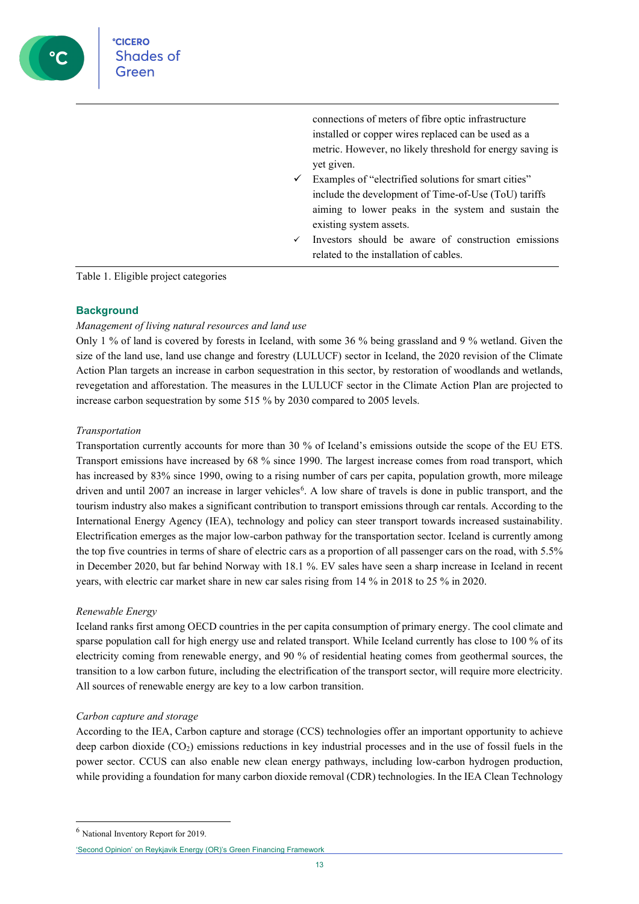| | |
|---|---|
| | connections of meters of fibre optic infrastructure installed or copper wires replaced can be used as a metric. However, no likely threshold for energy saving is yet given.<br>✓ Examples of “electrified solutions for smart cities” include the development of Time-of-Use (ToU) tariffs aiming to lower peaks in the system and sustain the existing system assets.<br>✓ Investors should be aware of construction emissions related to the installation of cables. |

Table 1. Eligible project categories

## Background

*Management of living natural resources and land use*

Only 1 % of land is covered by forests in Iceland, with some 36 % being grassland and 9 % wetland. Given the size of the land use, land use change and forestry (LULUCF) sector in Iceland, the 2020 revision of the Climate Action Plan targets an increase in carbon sequestration in this sector, by restoration of woodlands and wetlands, revegetation and afforestation. The measures in the LULUCF sector in the Climate Action Plan are projected to increase carbon sequestration by some 515 % by 2030 compared to 2005 levels.

*Transportation*

Transportation currently accounts for more than 30 % of Iceland’s emissions outside the scope of the EU ETS. Transport emissions have increased by 68 % since 1990. The largest increase comes from road transport, which has increased by 83% since 1990, owing to a rising number of cars per capita, population growth, more mileage driven and until 2007 an increase in larger vehicles[6]. A low share of travels is done in public transport, and the tourism industry also makes a significant contribution to transport emissions through car rentals. According to the International Energy Agency (IEA), technology and policy can steer transport towards increased sustainability. Electrification emerges as the major low-carbon pathway for the transportation sector. Iceland is currently among the top five countries in terms of share of electric cars as a proportion of all passenger cars on the road, with 5.5% in December 2020, but far behind Norway with 18.1 %. EV sales have seen a sharp increase in Iceland in recent years, with electric car market share in new car sales rising from 14 % in 2018 to 25 % in 2020.

*Renewable Energy*

Iceland ranks first among OECD countries in the per capita consumption of primary energy. The cool climate and sparse population call for high energy use and related transport. While Iceland currently has close to 100 % of its electricity coming from renewable energy, and 90 % of residential heating comes from geothermal sources, the transition to a low carbon future, including the electrification of the transport sector, will require more electricity. All sources of renewable energy are key to a low carbon transition.

*Carbon capture and storage*

According to the IEA, Carbon capture and storage (CCS) technologies offer an important opportunity to achieve deep carbon dioxide ($CO_2$) emissions reductions in key industrial processes and in the use of fossil fuels in the power sector. CCUS can also enable new clean energy pathways, including low-carbon hydrogen production, while providing a foundation for many carbon dioxide removal (CDR) technologies. In the IEA Clean Technology

[6] National Inventory Report for 2019.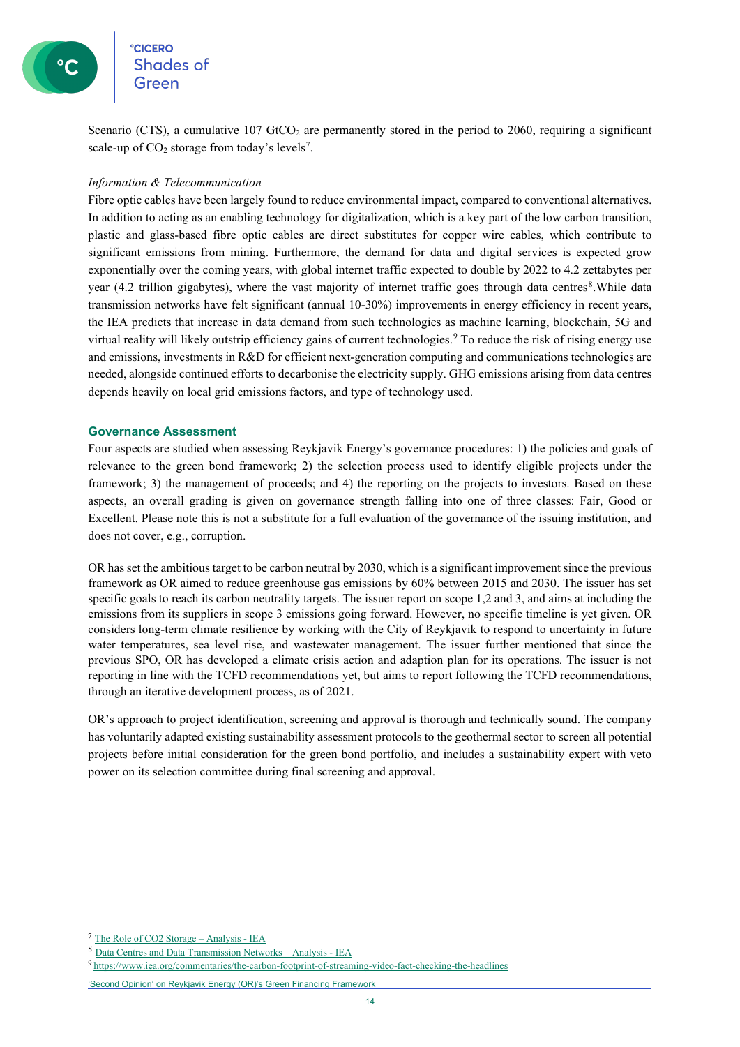Scenario (CTS), a cumulative 107 $GtCO_2$ are permanently stored in the period to 2060, requiring a significant scale-up of $CO_2$ storage from today's levels[7].

*Information & Telecommunication*

Fibre optic cables have been largely found to reduce environmental impact, compared to conventional alternatives. In addition to acting as an enabling technology for digitalization, which is a key part of the low carbon transition, plastic and glass-based fibre optic cables are direct substitutes for copper wire cables, which contribute to significant emissions from mining. Furthermore, the demand for data and digital services is expected grow exponentially over the coming years, with global internet traffic expected to double by 2022 to 4.2 zettabytes per year (4.2 trillion gigabytes), where the vast majority of internet traffic goes through data centres[8].While data transmission networks have felt significant (annual 10-30%) improvements in energy efficiency in recent years, the IEA predicts that increase in data demand from such technologies as machine learning, blockchain, 5G and virtual reality will likely outstrip efficiency gains of current technologies.[9] To reduce the risk of rising energy use and emissions, investments in R&D for efficient next-generation computing and communications technologies are needed, alongside continued efforts to decarbonise the electricity supply. GHG emissions arising from data centres depends heavily on local grid emissions factors, and type of technology used.

## Governance Assessment

Four aspects are studied when assessing Reykjavik Energy's governance procedures: 1) the policies and goals of relevance to the green bond framework; 2) the selection process used to identify eligible projects under the framework; 3) the management of proceeds; and 4) the reporting on the projects to investors. Based on these aspects, an overall grading is given on governance strength falling into one of three classes: Fair, Good or Excellent. Please note this is not a substitute for a full evaluation of the governance of the issuing institution, and does not cover, e.g., corruption.

OR has set the ambitious target to be carbon neutral by 2030, which is a significant improvement since the previous framework as OR aimed to reduce greenhouse gas emissions by 60% between 2015 and 2030. The issuer has set specific goals to reach its carbon neutrality targets. The issuer report on scope 1,2 and 3, and aims at including the emissions from its suppliers in scope 3 emissions going forward. However, no specific timeline is yet given. OR considers long-term climate resilience by working with the City of Reykjavik to respond to uncertainty in future water temperatures, sea level rise, and wastewater management. The issuer further mentioned that since the previous SPO, OR has developed a climate crisis action and adaption plan for its operations. The issuer is not reporting in line with the TCFD recommendations yet, but aims to report following the TCFD recommendations, through an iterative development process, as of 2021.

OR's approach to project identification, screening and approval is thorough and technically sound. The company has voluntarily adapted existing sustainability assessment protocols to the geothermal sector to screen all potential projects before initial consideration for the green bond portfolio, and includes a sustainability expert with veto power on its selection committee during final screening and approval.

---

[7] The Role of CO2 Storage – Analysis - IEA

[8] Data Centres and Data Transmission Networks – Analysis - IEA

[9] https://www.iea.org/commentaries/the-carbon-footprint-of-streaming-video-fact-checking-the-headlines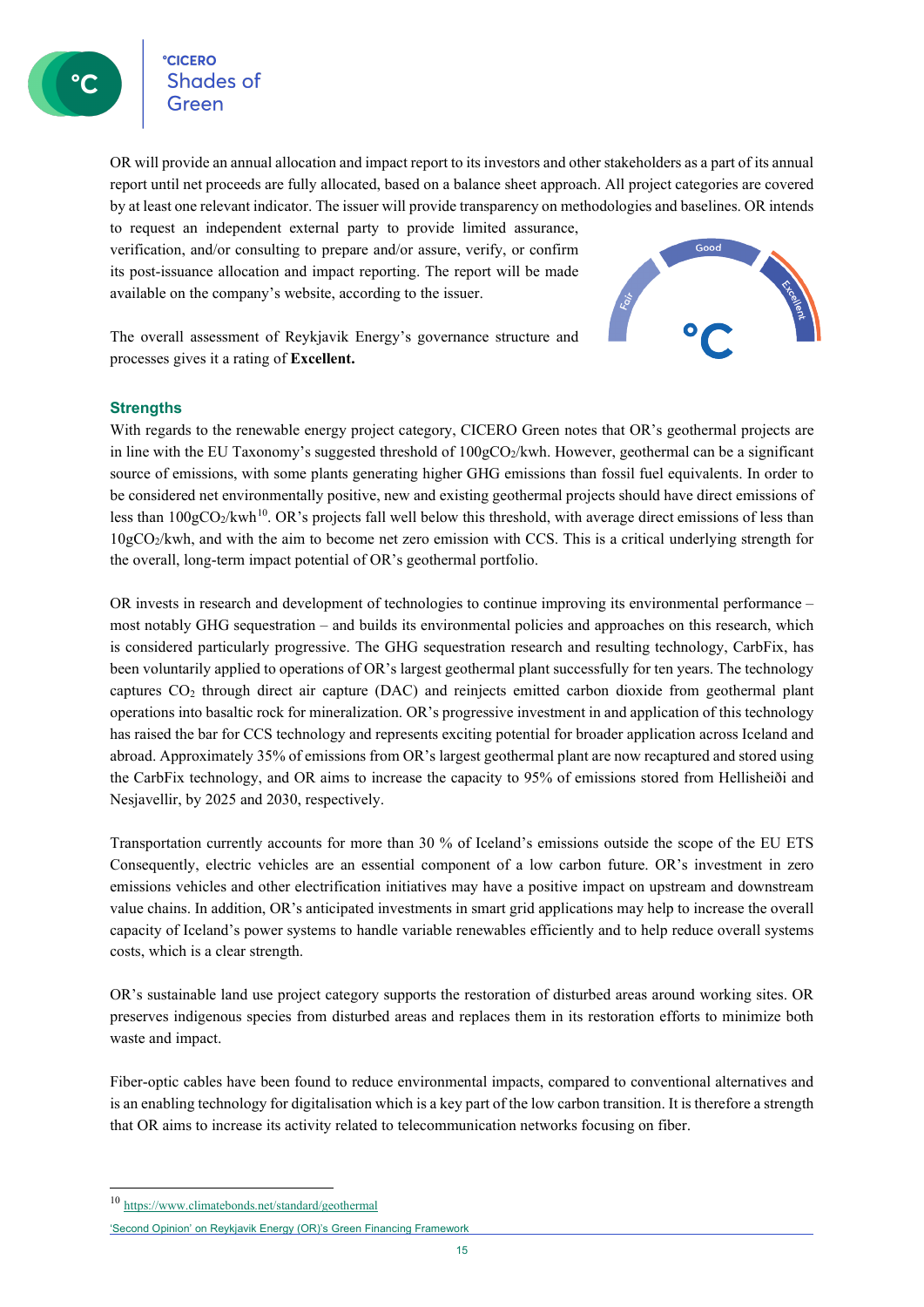OR will provide an annual allocation and impact report to its investors and other stakeholders as a part of its annual report until net proceeds are fully allocated, based on a balance sheet approach. All project categories are covered by at least one relevant indicator. The issuer will provide transparency on methodologies and baselines. OR intends to request an independent external party to provide limited assurance, verification, and/or consulting to prepare and/or assure, verify, or confirm its post-issuance allocation and impact reporting. The report will be made available on the company's website, according to the issuer.

The overall assessment of Reykjavik Energy's governance structure and processes gives it a rating of **Excellent.**

### Strengths

With regards to the renewable energy project category, CICERO Green notes that OR's geothermal projects are in line with the EU Taxonomy's suggested threshold of 100g$CO_2$/kwh. However, geothermal can be a significant source of emissions, with some plants generating higher GHG emissions than fossil fuel equivalents. In order to be considered net environmentally positive, new and existing geothermal projects should have direct emissions of less than 100g$CO_2$/kwh[10]. OR's projects fall well below this threshold, with average direct emissions of less than 10g$CO_2$/kwh, and with the aim to become net zero emission with CCS. This is a critical underlying strength for the overall, long-term impact potential of OR's geothermal portfolio.

OR invests in research and development of technologies to continue improving its environmental performance – most notably GHG sequestration – and builds its environmental policies and approaches on this research, which is considered particularly progressive. The GHG sequestration research and resulting technology, CarbFix, has been voluntarily applied to operations of OR's largest geothermal plant successfully for ten years. The technology captures $CO_2$ through direct air capture (DAC) and reinjects emitted carbon dioxide from geothermal plant operations into basaltic rock for mineralization. OR's progressive investment in and application of this technology has raised the bar for CCS technology and represents exciting potential for broader application across Iceland and abroad. Approximately 35% of emissions from OR's largest geothermal plant are now recaptured and stored using the CarbFix technology, and OR aims to increase the capacity to 95% of emissions stored from Hellisheiði and Nesjavellir, by 2025 and 2030, respectively.

Transportation currently accounts for more than 30 % of Iceland's emissions outside the scope of the EU ETS Consequently, electric vehicles are an essential component of a low carbon future. OR's investment in zero emissions vehicles and other electrification initiatives may have a positive impact on upstream and downstream value chains. In addition, OR's anticipated investments in smart grid applications may help to increase the overall capacity of Iceland's power systems to handle variable renewables efficiently and to help reduce overall systems costs, which is a clear strength.

OR's sustainable land use project category supports the restoration of disturbed areas around working sites. OR preserves indigenous species from disturbed areas and replaces them in its restoration efforts to minimize both waste and impact.

Fiber-optic cables have been found to reduce environmental impacts, compared to conventional alternatives and is an enabling technology for digitalisation which is a key part of the low carbon transition. It is therefore a strength that OR aims to increase its activity related to telecommunication networks focusing on fiber.

[10] https://www.climatebonds.net/standard/geothermal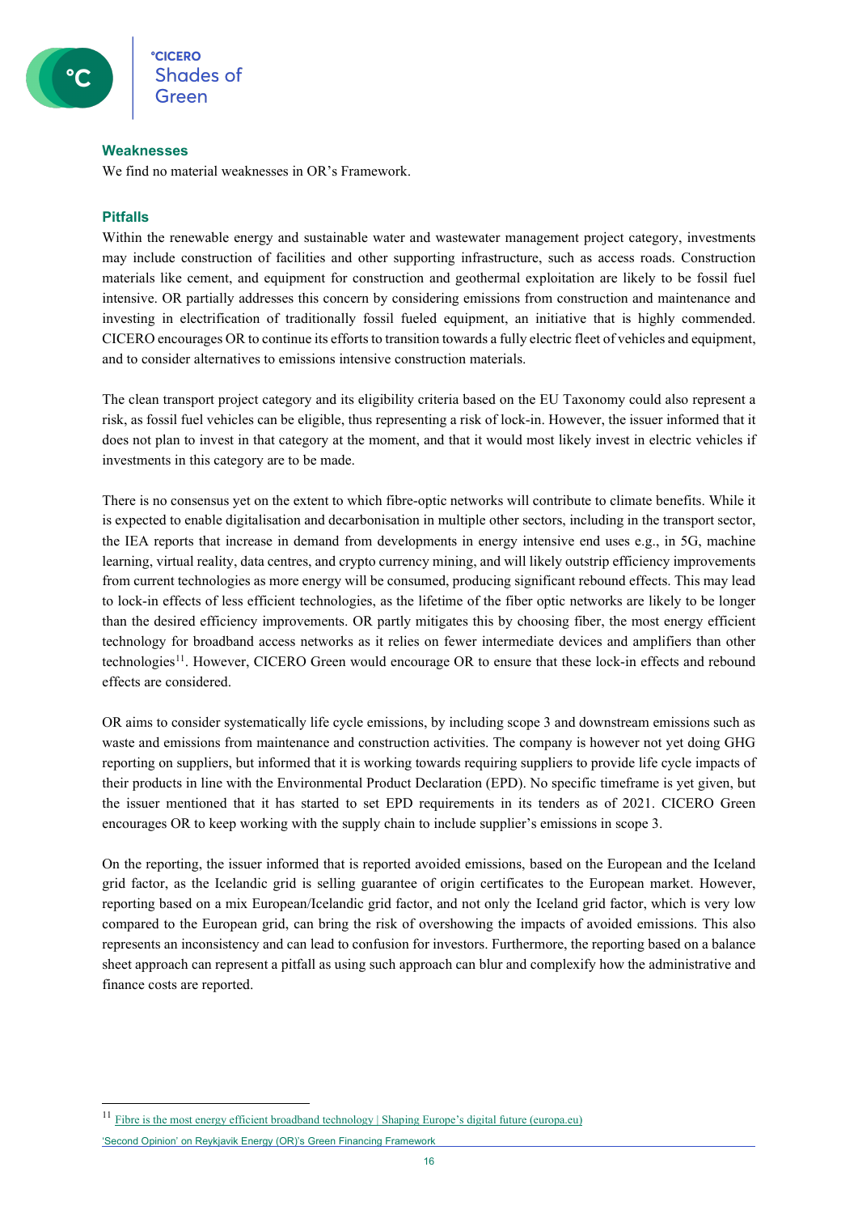### Weaknesses

We find no material weaknesses in OR's Framework.

### Pitfalls

Within the renewable energy and sustainable water and wastewater management project category, investments may include construction of facilities and other supporting infrastructure, such as access roads. Construction materials like cement, and equipment for construction and geothermal exploitation are likely to be fossil fuel intensive. OR partially addresses this concern by considering emissions from construction and maintenance and investing in electrification of traditionally fossil fueled equipment, an initiative that is highly commended. CICERO encourages OR to continue its efforts to transition towards a fully electric fleet of vehicles and equipment, and to consider alternatives to emissions intensive construction materials.

The clean transport project category and its eligibility criteria based on the EU Taxonomy could also represent a risk, as fossil fuel vehicles can be eligible, thus representing a risk of lock-in. However, the issuer informed that it does not plan to invest in that category at the moment, and that it would most likely invest in electric vehicles if investments in this category are to be made.

There is no consensus yet on the extent to which fibre-optic networks will contribute to climate benefits. While it is expected to enable digitalisation and decarbonisation in multiple other sectors, including in the transport sector, the IEA reports that increase in demand from developments in energy intensive end uses e.g., in 5G, machine learning, virtual reality, data centres, and crypto currency mining, and will likely outstrip efficiency improvements from current technologies as more energy will be consumed, producing significant rebound effects. This may lead to lock-in effects of less efficient technologies, as the lifetime of the fiber optic networks are likely to be longer than the desired efficiency improvements. OR partly mitigates this by choosing fiber, the most energy efficient technology for broadband access networks as it relies on fewer intermediate devices and amplifiers than other technologies[11]. However, CICERO Green would encourage OR to ensure that these lock-in effects and rebound effects are considered.

OR aims to consider systematically life cycle emissions, by including scope 3 and downstream emissions such as waste and emissions from maintenance and construction activities. The company is however not yet doing GHG reporting on suppliers, but informed that it is working towards requiring suppliers to provide life cycle impacts of their products in line with the Environmental Product Declaration (EPD). No specific timeframe is yet given, but the issuer mentioned that it has started to set EPD requirements in its tenders as of 2021. CICERO Green encourages OR to keep working with the supply chain to include supplier's emissions in scope 3.

On the reporting, the issuer informed that is reported avoided emissions, based on the European and the Iceland grid factor, as the Icelandic grid is selling guarantee of origin certificates to the European market. However, reporting based on a mix European/Icelandic grid factor, and not only the Iceland grid factor, which is very low compared to the European grid, can bring the risk of overshowing the impacts of avoided emissions. This also represents an inconsistency and can lead to confusion for investors. Furthermore, the reporting based on a balance sheet approach can represent a pitfall as using such approach can blur and complexify how the administrative and finance costs are reported.

---

[11] Fibre is the most energy efficient broadband technology | Shaping Europe's digital future (europa.eu)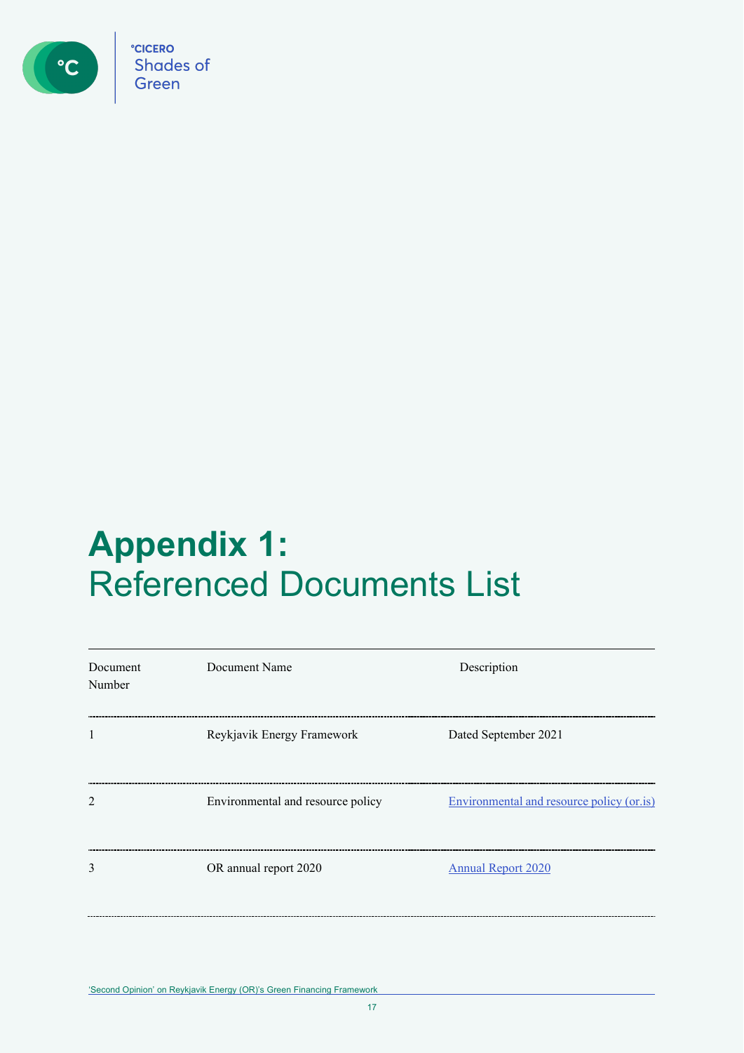# Appendix 1:
## Referenced Documents List

| Document Number | Document Name | Description |
| --- | --- | --- |
| 1 | Reykjavik Energy Framework | Dated September 2021 |
| 2 | Environmental and resource policy | Environmental and resource policy (or.is) |
| 3 | OR annual report 2020 | Annual Report 2020 |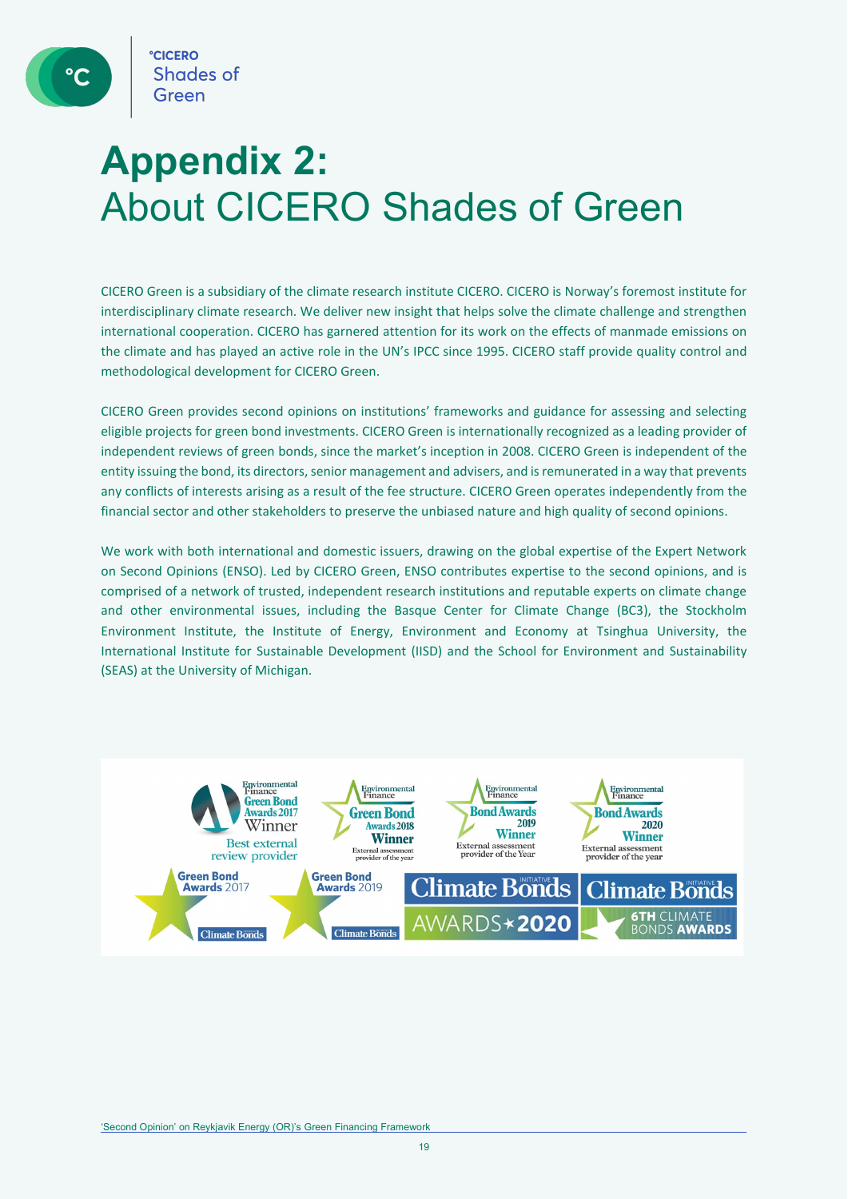# Appendix 2: About CICERO Shades of Green

CICERO Green is a subsidiary of the climate research institute CICERO. CICERO is Norway's foremost institute for interdisciplinary climate research. We deliver new insight that helps solve the climate challenge and strengthen international cooperation. CICERO has garnered attention for its work on the effects of manmade emissions on the climate and has played an active role in the UN's IPCC since 1995. CICERO staff provide quality control and methodological development for CICERO Green.

CICERO Green provides second opinions on institutions' frameworks and guidance for assessing and selecting eligible projects for green bond investments. CICERO Green is internationally recognized as a leading provider of independent reviews of green bonds, since the market's inception in 2008. CICERO Green is independent of the entity issuing the bond, its directors, senior management and advisers, and is remunerated in a way that prevents any conflicts of interests arising as a result of the fee structure. CICERO Green operates independently from the financial sector and other stakeholders to preserve the unbiased nature and high quality of second opinions.

We work with both international and domestic issuers, drawing on the global expertise of the Expert Network on Second Opinions (ENSO). Led by CICERO Green, ENSO contributes expertise to the second opinions, and is comprised of a network of trusted, independent research institutions and reputable experts on climate change and other environmental issues, including the Basque Center for Climate Change (BC3), the Stockholm Environment Institute, the Institute of Energy, Environment and Economy at Tsinghua University, the International Institute for Sustainable Development (IISD) and the School for Environment and Sustainability (SEAS) at the University of Michigan.